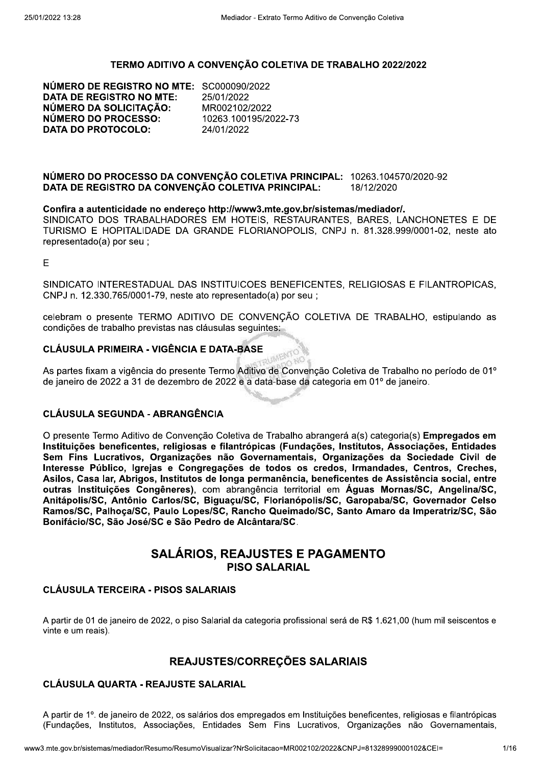# TERMO ADITIVO A CONVENÇÃO COLETIVA DE TRABALHO 2022/2022

**NÚMERO DE REGISTRO NO MTE:** SC000090/2022
**DATA DE REGISTRO NO MTE:** 25/01/2022
**NÚMERO DA SOLICITAÇÃO:** MR002102/2022
**NÚMERO DO PROCESSO:** 10263.100195/2022-73
**DATA DO PROTOCOLO:** 24/01/2022

**NÚMERO DO PROCESSO DA CONVENÇÃO COLETIVA PRINCIPAL:** 10263.104570/2020-92
**DATA DE REGISTRO DA CONVENÇÃO COLETIVA PRINCIPAL:** 18/12/2020

**Confira a autenticidade no endereço http://www3.mte.gov.br/sistemas/mediador/.**
SINDICATO DOS TRABALHADORES EM HOTEIS, RESTAURANTES, BARES, LANCHONETES E DE TURISMO E HOPITALIDADE DA GRANDE FLORIANOPOLIS, CNPJ n. 81.328.999/0001-02, neste ato representado(a) por seu ;

E

SINDICATO INTERESTADUAL DAS INSTITUICOES BENEFICENTES, RELIGIOSAS E FILANTROPICAS, CNPJ n. 12.330.765/0001-79, neste ato representado(a) por seu ;

celebram o presente TERMO ADITIVO DE CONVENÇÃO COLETIVA DE TRABALHO, estipulando as condições de trabalho previstas nas cláusulas seguintes:

### CLÁUSULA PRIMEIRA - VIGÊNCIA E DATA-BASE

As partes fixam a vigência do presente Termo Aditivo de Convenção Coletiva de Trabalho no período de 01º de janeiro de 2022 a 31 de dezembro de 2022 e a data-base da categoria em 01º de janeiro.

### CLÁUSULA SEGUNDA - ABRANGÊNCIA

O presente Termo Aditivo de Convenção Coletiva de Trabalho abrangerá a(s) categoria(s) **Empregados em Instituições beneficentes, religiosas e filantrópicas (Fundações, Institutos, Associações, Entidades Sem Fins Lucrativos, Organizações não Governamentais, Organizações da Sociedade Civil de Interesse Público, Igrejas e Congregações de todos os credos, Irmandades, Centros, Creches, Asilos, Casa lar, Abrigos, Institutos de longa permanência, beneficentes de Assistência social, entre outras Instituições Congêneres)**, com abrangência territorial em **Águas Mornas/SC, Angelina/SC, Anitápolis/SC, Antônio Carlos/SC, Biguaçu/SC, Florianópolis/SC, Garopaba/SC, Governador Celso Ramos/SC, Palhoça/SC, Paulo Lopes/SC, Rancho Queimado/SC, Santo Amaro da Imperatriz/SC, São Bonifácio/SC, São José/SC e São Pedro de Alcântara/SC**.

## SALÁRIOS, REAJUSTES E PAGAMENTO

### PISO SALARIAL

### CLÁUSULA TERCEIRA - PISOS SALARIAIS

A partir de 01 de janeiro de 2022, o piso Salarial da categoria profissional será de R$ 1.621,00 (hum mil seiscentos e vinte e um reais).

## REAJUSTES/CORREÇÕES SALARIAIS

### CLÁUSULA QUARTA - REAJUSTE SALARIAL

A partir de 1º. de janeiro de 2022, os salários dos empregados em Instituições beneficentes, religiosas e filantrópicas (Fundações, Institutos, Associações, Entidades Sem Fins Lucrativos, Organizações não Governamentais,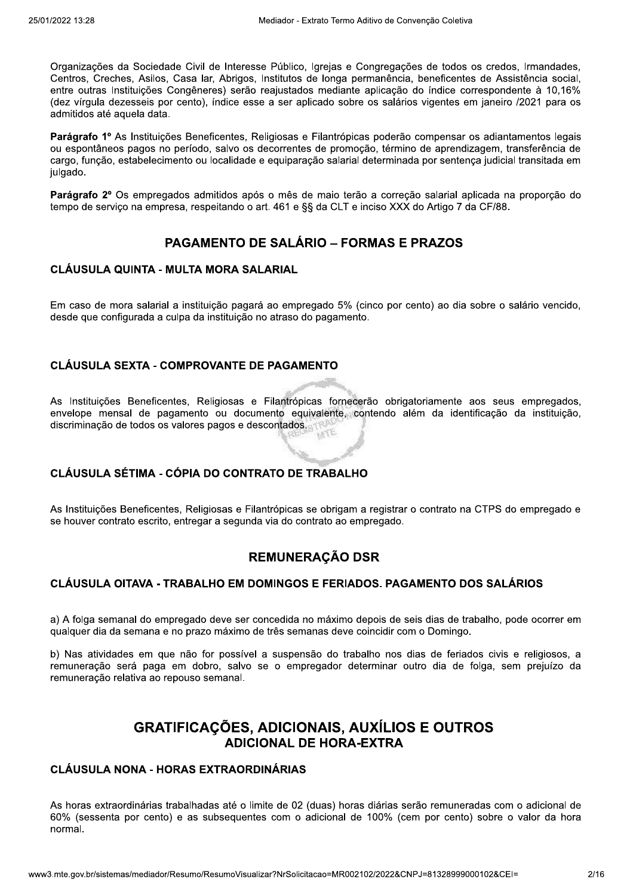Organizações da Sociedade Civil de Interesse Público, Igrejas e Congregações de todos os credos, Irmandades, Centros, Creches, Asilos, Casa lar, Abrigos, Institutos de longa permanência, beneficentes de Assistência social, entre outras Instituições Congêneres) serão reajustados mediante aplicação do índice correspondente à 10,16% (dez vírgula dezesseis por cento), índice esse a ser aplicado sobre os salários vigentes em janeiro /2021 para os admitidos até aquela data.

**Parágrafo 1º** As Instituições Beneficentes, Religiosas e Filantrópicas poderão compensar os adiantamentos legais ou espontâneos pagos no período, salvo os decorrentes de promoção, término de aprendizagem, transferência de cargo, função, estabelecimento ou localidade e equiparação salarial determinada por sentença judicial transitada em julgado.

**Parágrafo 2º** Os empregados admitidos após o mês de maio terão a correção salarial aplicada na proporção do tempo de serviço na empresa, respeitando o art. 461 e §§ da CLT e inciso XXX do Artigo 7 da CF/88.

## PAGAMENTO DE SALÁRIO – FORMAS E PRAZOS

### CLÁUSULA QUINTA - MULTA MORA SALARIAL

Em caso de mora salarial a instituição pagará ao empregado 5% (cinco por cento) ao dia sobre o salário vencido, desde que configurada a culpa da instituição no atraso do pagamento.

### CLÁUSULA SEXTA - COMPROVANTE DE PAGAMENTO

As Instituições Beneficentes, Religiosas e Filantrópicas fornecerão obrigatoriamente aos seus empregados, envelope mensal de pagamento ou documento equivalente, contendo além da identificação da instituição, discriminação de todos os valores pagos e descontados.

### CLÁUSULA SÉTIMA - CÓPIA DO CONTRATO DE TRABALHO

As Instituições Beneficentes, Religiosas e Filantrópicas se obrigam a registrar o contrato na CTPS do empregado e se houver contrato escrito, entregar a segunda via do contrato ao empregado.

## REMUNERAÇÃO DSR

### CLÁUSULA OITAVA - TRABALHO EM DOMINGOS E FERIADOS. PAGAMENTO DOS SALÁRIOS

a) A folga semanal do empregado deve ser concedida no máximo depois de seis dias de trabalho, pode ocorrer em qualquer dia da semana e no prazo máximo de três semanas deve coincidir com o Domingo.

b) Nas atividades em que não for possível a suspensão do trabalho nos dias de feriados civis e religiosos, a remuneração será paga em dobro, salvo se o empregador determinar outro dia de folga, sem prejuízo da remuneração relativa ao repouso semanal.

## GRATIFICAÇÕES, ADICIONAIS, AUXÍLIOS E OUTROS

### ADICIONAL DE HORA-EXTRA

### CLÁUSULA NONA - HORAS EXTRAORDINÁRIAS

As horas extraordinárias trabalhadas até o limite de 02 (duas) horas diárias serão remuneradas com o adicional de 60% (sessenta por cento) e as subsequentes com o adicional de 100% (cem por cento) sobre o valor da hora normal.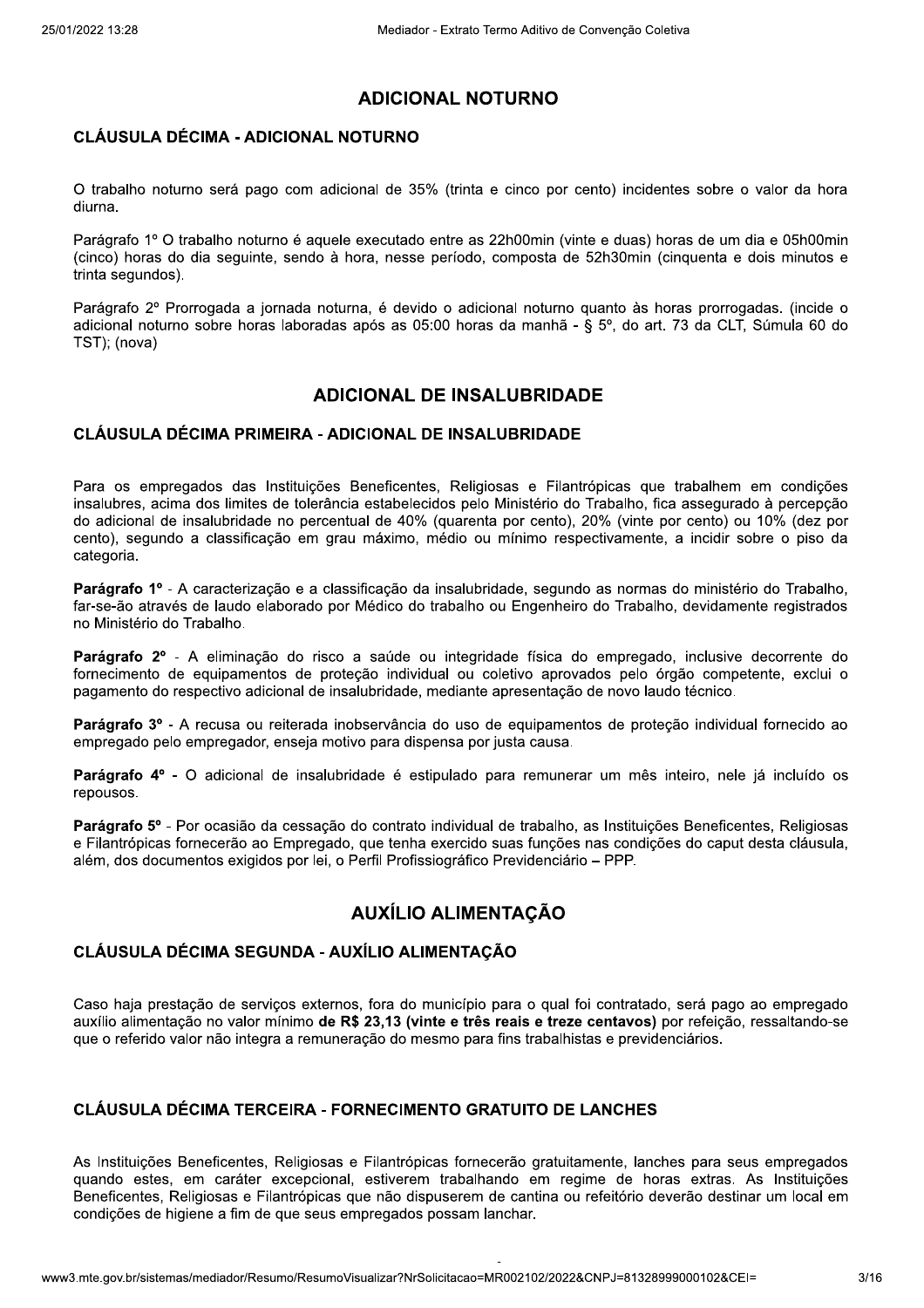## ADICIONAL NOTURNO

### CLÁUSULA DÉCIMA - ADICIONAL NOTURNO

O trabalho noturno será pago com adicional de 35% (trinta e cinco por cento) incidentes sobre o valor da hora diurna.

Parágrafo 1º O trabalho noturno é aquele executado entre as 22h00min (vinte e duas) horas de um dia e 05h00min (cinco) horas do dia seguinte, sendo à hora, nesse período, composta de 52h30min (cinquenta e dois minutos e trinta segundos).

Parágrafo 2º Prorrogada a jornada noturna, é devido o adicional noturno quanto às horas prorrogadas. (incide o adicional noturno sobre horas laboradas após as 05:00 horas da manhã - § 5º, do art. 73 da CLT, Súmula 60 do TST); (nova)

## ADICIONAL DE INSALUBRIDADE

### CLÁUSULA DÉCIMA PRIMEIRA - ADICIONAL DE INSALUBRIDADE

Para os empregados das Instituições Beneficentes, Religiosas e Filantrópicas que trabalhem em condições insalubres, acima dos limites de tolerância estabelecidos pelo Ministério do Trabalho, fica assegurado à percepção do adicional de insalubridade no percentual de 40% (quarenta por cento), 20% (vinte por cento) ou 10% (dez por cento), segundo a classificação em grau máximo, médio ou mínimo respectivamente, a incidir sobre o piso da categoria.

**Parágrafo 1º** - A caracterização e a classificação da insalubridade, segundo as normas do ministério do Trabalho, far-se-ão através de laudo elaborado por Médico do trabalho ou Engenheiro do Trabalho, devidamente registrados no Ministério do Trabalho.

**Parágrafo 2º** - A eliminação do risco a saúde ou integridade física do empregado, inclusive decorrente do fornecimento de equipamentos de proteção individual ou coletivo aprovados pelo órgão competente, exclui o pagamento do respectivo adicional de insalubridade, mediante apresentação de novo laudo técnico.

**Parágrafo 3º** - A recusa ou reiterada inobservância do uso de equipamentos de proteção individual fornecido ao empregado pelo empregador, enseja motivo para dispensa por justa causa.

**Parágrafo 4º** - O adicional de insalubridade é estipulado para remunerar um mês inteiro, nele já incluído os repousos.

**Parágrafo 5º** - Por ocasião da cessação do contrato individual de trabalho, as Instituições Beneficentes, Religiosas e Filantrópicas fornecerão ao Empregado, que tenha exercido suas funções nas condições do caput desta cláusula, além, dos documentos exigidos por lei, o Perfil Profissiográfico Previdenciário – PPP.

## AUXÍLIO ALIMENTAÇÃO

### CLÁUSULA DÉCIMA SEGUNDA - AUXÍLIO ALIMENTAÇÃO

Caso haja prestação de serviços externos, fora do município para o qual foi contratado, será pago ao empregado auxílio alimentação no valor mínimo **de R$ 23,13 (vinte e três reais e treze centavos)** por refeição, ressaltando-se que o referido valor não integra a remuneração do mesmo para fins trabalhistas e previdenciários.

### CLÁUSULA DÉCIMA TERCEIRA - FORNECIMENTO GRATUITO DE LANCHES

As Instituições Beneficentes, Religiosas e Filantrópicas fornecerão gratuitamente, lanches para seus empregados quando estes, em caráter excepcional, estiverem trabalhando em regime de horas extras. As Instituições Beneficentes, Religiosas e Filantrópicas que não dispuserem de cantina ou refeitório deverão destinar um local em condições de higiene a fim de que seus empregados possam lanchar.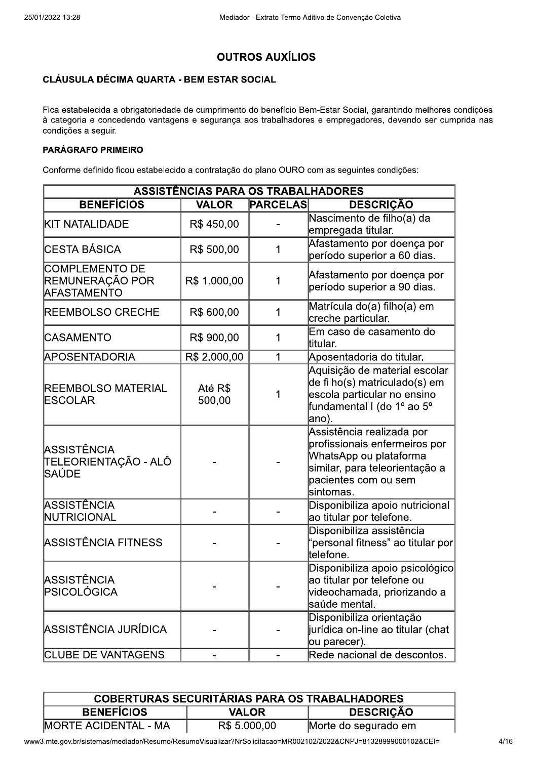## OUTROS AUXÍLIOS

### CLÁUSULA DÉCIMA QUARTA - BEM ESTAR SOCIAL

Fica estabelecida a obrigatoriedade de cumprimento do benefício Bem-Estar Social, garantindo melhores condições à categoria e concedendo vantagens e segurança aos trabalhadores e empregadores, devendo ser cumprida nas condições a seguir.

**PARÁGRAFO PRIMEIRO**

Conforme definido ficou estabelecido a contratação do plano OURO com as seguintes condições:

| ASSISTÊNCIAS PARA OS TRABALHADORES | | | |
|---|---|---|---|
| **BENEFÍCIOS** | **VALOR** | **PARCELAS** | **DESCRIÇÃO** |
| KIT NATALIDADE | R$ 450,00 | - | Nascimento de filho(a) da empregada titular. |
| CESTA BÁSICA | R$ 500,00 | 1 | Afastamento por doença por período superior a 60 dias. |
| COMPLEMENTO DE REMUNERAÇÃO POR AFASTAMENTO | R$ 1.000,00 | 1 | Afastamento por doença por período superior a 90 dias. |
| REEMBOLSO CRECHE | R$ 600,00 | 1 | Matrícula do(a) filho(a) em creche particular. |
| CASAMENTO | R$ 900,00 | 1 | Em caso de casamento do titular. |
| APOSENTADORIA | R$ 2.000,00 | 1 | Aposentadoria do titular. |
| REEMBOLSO MATERIAL ESCOLAR | Até R$ 500,00 | 1 | Aquisição de material escolar de filho(s) matriculado(s) em escola particular no ensino fundamental I (do 1º ao 5º ano). |
| ASSISTÊNCIA TELEORIENTAÇÃO - ALÔ SAÚDE | - | - | Assistência realizada por profissionais enfermeiros por WhatsApp ou plataforma similar, para teleorientação a pacientes com ou sem sintomas. |
| ASSISTÊNCIA NUTRICIONAL | - | - | Disponibiliza apoio nutricional ao titular por telefone. |
| ASSISTÊNCIA FITNESS | - | - | Disponibiliza assistência "personal fitness" ao titular por telefone. |
| ASSISTÊNCIA PSICOLÓGICA | - | - | Disponibiliza apoio psicológico ao titular por telefone ou videochamada, priorizando a saúde mental. |
| ASSISTÊNCIA JURÍDICA | - | - | Disponibiliza orientação jurídica on-line ao titular (chat ou parecer). |
| CLUBE DE VANTAGENS | - | - | Rede nacional de descontos. |

| COBERTURAS SECURITÁRIAS PARA OS TRABALHADORES | | |
|---|---|---|
| **BENEFÍCIOS** | **VALOR** | **DESCRIÇÃO** |
| MORTE ACIDENTAL - MA | R$ 5.000,00 | Morte do segurado em |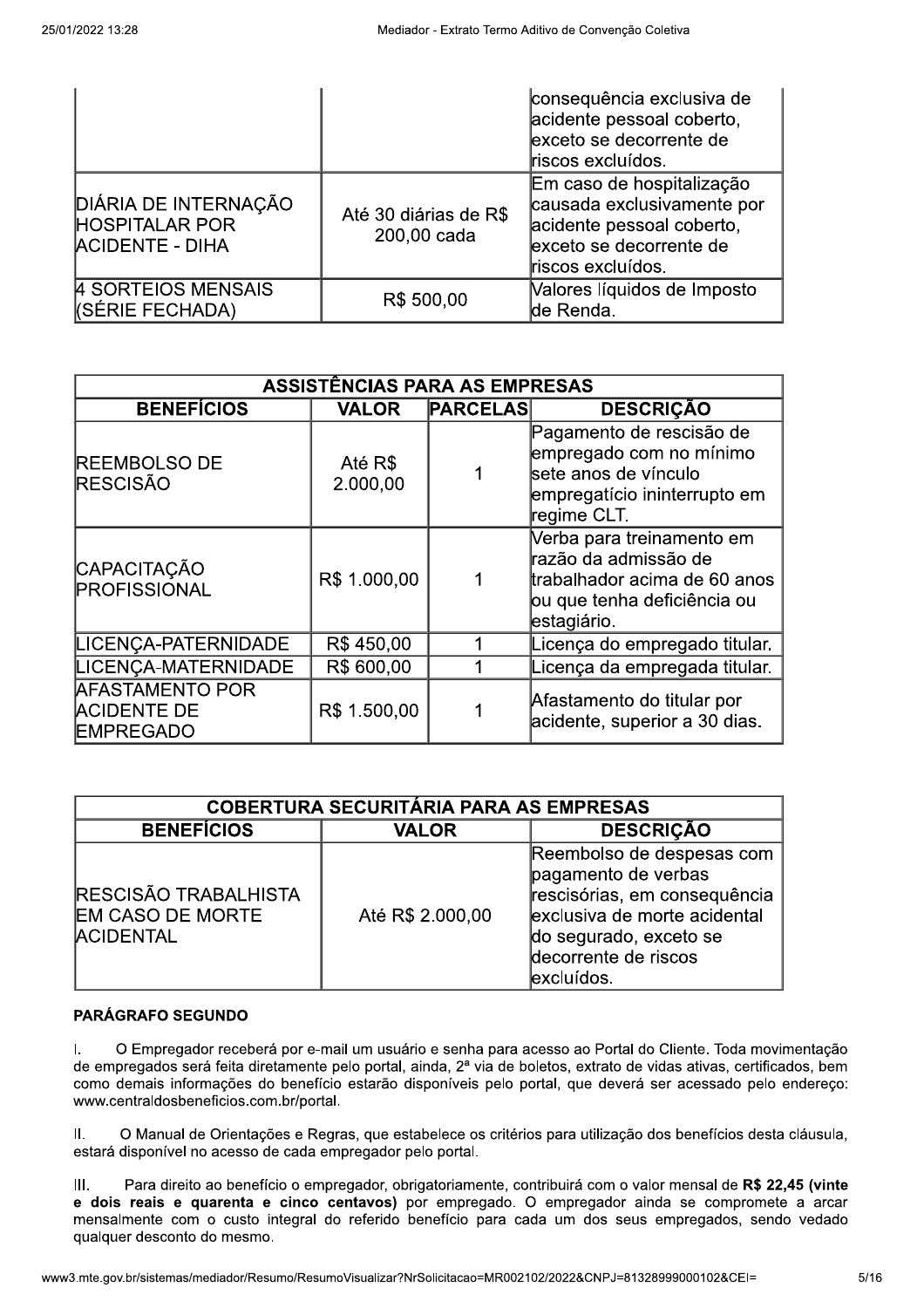| | | |
|---|---|---|
| | | consequência exclusiva de acidente pessoal coberto, exceto se decorrente de riscos excluídos. |
| DIÁRIA DE INTERNAÇÃO HOSPITALAR POR ACIDENTE - DIHA | Até 30 diárias de R$ 200,00 cada | Em caso de hospitalização causada exclusivamente por acidente pessoal coberto, exceto se decorrente de riscos excluídos. |
| 4 SORTEIOS MENSAIS (SÉRIE FECHADA) | R$ 500,00 | Valores líquidos de Imposto de Renda. |

| ASSISTÊNCIAS PARA AS EMPRESAS | | | |
|---|---|---|---|
| **BENEFÍCIOS** | **VALOR** | **PARCELAS** | **DESCRIÇÃO** |
| REEMBOLSO DE RESCISÃO | Até R$ 2.000,00 | 1 | Pagamento de rescisão de empregado com no mínimo sete anos de vínculo empregatício ininterrupto em regime CLT. |
| CAPACITAÇÃO PROFISSIONAL | R$ 1.000,00 | 1 | Verba para treinamento em razão da admissão de trabalhador acima de 60 anos ou que tenha deficiência ou estagiário. |
| LICENÇA-PATERNIDADE | R$ 450,00 | 1 | Licença do empregado titular. |
| LICENÇA-MATERNIDADE | R$ 600,00 | 1 | Licença da empregada titular. |
| AFASTAMENTO POR ACIDENTE DE EMPREGADO | R$ 1.500,00 | 1 | Afastamento do titular por acidente, superior a 30 dias. |

| COBERTURA SECURITÁRIA PARA AS EMPRESAS | | |
|---|---|---|
| **BENEFÍCIOS** | **VALOR** | **DESCRIÇÃO** |
| RESCISÃO TRABALHISTA EM CASO DE MORTE ACIDENTAL | Até R$ 2.000,00 | Reembolso de despesas com pagamento de verbas rescisórias, em consequência exclusiva de morte acidental do segurado, exceto se decorrente de riscos excluídos. |

**PARÁGRAFO SEGUNDO**

I. O Empregador receberá por e-mail um usuário e senha para acesso ao Portal do Cliente. Toda movimentação de empregados será feita diretamente pelo portal, ainda, 2ª via de boletos, extrato de vidas ativas, certificados, bem como demais informações do benefício estarão disponíveis pelo portal, que deverá ser acessado pelo endereço: www.centraldosbeneficios.com.br/portal.

II. O Manual de Orientações e Regras, que estabelece os critérios para utilização dos benefícios desta cláusula, estará disponível no acesso de cada empregador pelo portal.

III. Para direito ao benefício o empregador, obrigatoriamente, contribuirá com o valor mensal de **R$ 22,45 (vinte e dois reais e quarenta e cinco centavos)** por empregado. O empregador ainda se compromete a arcar mensalmente com o custo integral do referido benefício para cada um dos seus empregados, sendo vedado qualquer desconto do mesmo.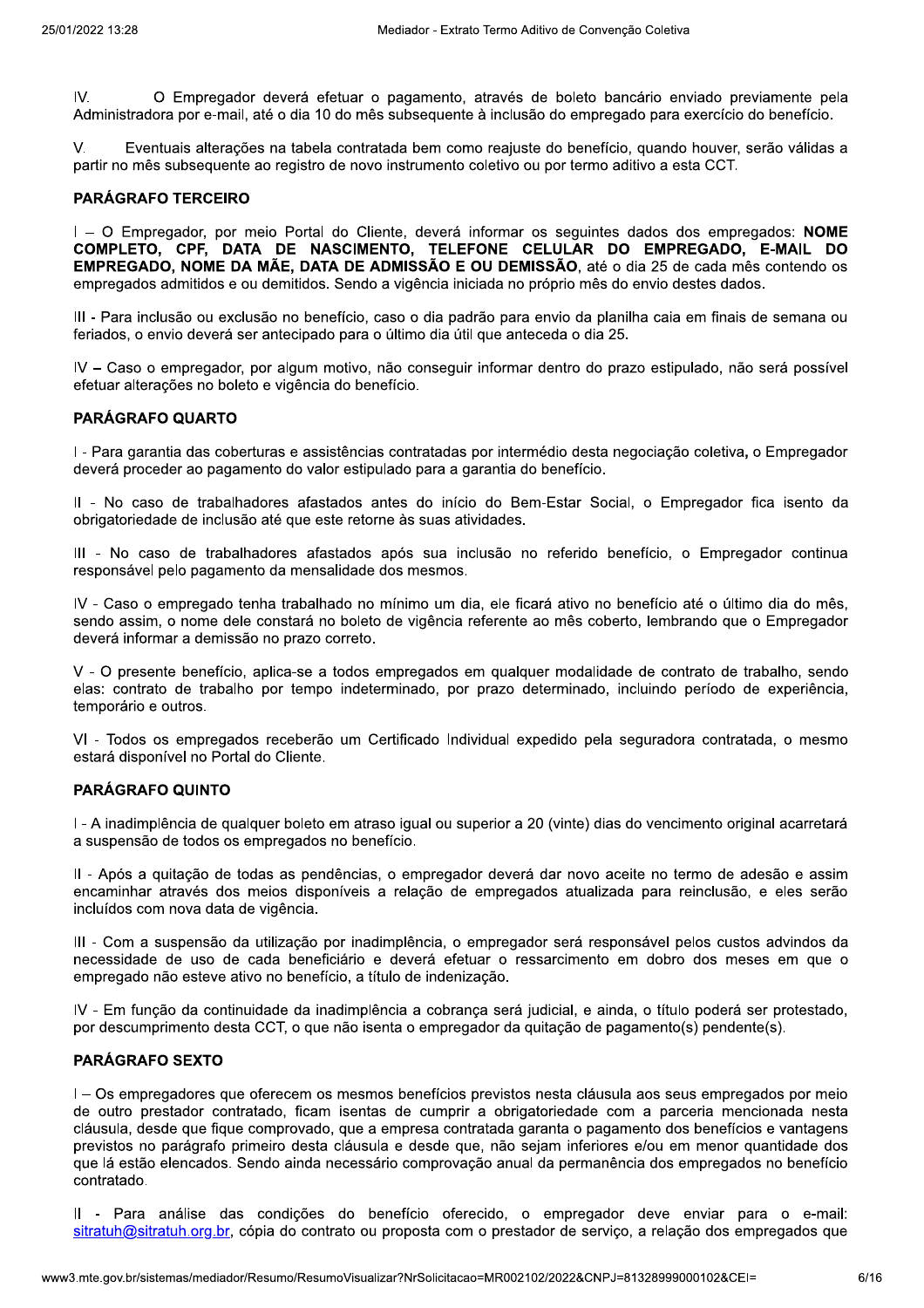IV. O Empregador deverá efetuar o pagamento, através de boleto bancário enviado previamente pela Administradora por e-mail, até o dia 10 do mês subsequente à inclusão do empregado para exercício do benefício.

V. Eventuais alterações na tabela contratada bem como reajuste do benefício, quando houver, serão válidas a partir no mês subsequente ao registro de novo instrumento coletivo ou por termo aditivo a esta CCT.

**PARÁGRAFO TERCEIRO**

I – O Empregador, por meio Portal do Cliente, deverá informar os seguintes dados dos empregados: **NOME COMPLETO, CPF, DATA DE NASCIMENTO, TELEFONE CELULAR DO EMPREGADO, E-MAIL DO EMPREGADO, NOME DA MÃE, DATA DE ADMISSÃO E OU DEMISSÃO**, até o dia 25 de cada mês contendo os empregados admitidos e ou demitidos. Sendo a vigência iniciada no próprio mês do envio destes dados.

III - Para inclusão ou exclusão no benefício, caso o dia padrão para envio da planilha caia em finais de semana ou feriados, o envio deverá ser antecipado para o último dia útil que anteceda o dia 25.

IV – Caso o empregador, por algum motivo, não conseguir informar dentro do prazo estipulado, não será possível efetuar alterações no boleto e vigência do benefício.

**PARÁGRAFO QUARTO**

I - Para garantia das coberturas e assistências contratadas por intermédio desta negociação coletiva, o Empregador deverá proceder ao pagamento do valor estipulado para a garantia do benefício.

II - No caso de trabalhadores afastados antes do início do Bem-Estar Social, o Empregador fica isento da obrigatoriedade de inclusão até que este retorne às suas atividades.

III - No caso de trabalhadores afastados após sua inclusão no referido benefício, o Empregador continua responsável pelo pagamento da mensalidade dos mesmos.

IV - Caso o empregado tenha trabalhado no mínimo um dia, ele ficará ativo no benefício até o último dia do mês, sendo assim, o nome dele constará no boleto de vigência referente ao mês coberto, lembrando que o Empregador deverá informar a demissão no prazo correto.

V - O presente benefício, aplica-se a todos empregados em qualquer modalidade de contrato de trabalho, sendo elas: contrato de trabalho por tempo indeterminado, por prazo determinado, incluindo período de experiência, temporário e outros.

VI - Todos os empregados receberão um Certificado Individual expedido pela seguradora contratada, o mesmo estará disponível no Portal do Cliente.

**PARÁGRAFO QUINTO**

I - A inadimplência de qualquer boleto em atraso igual ou superior a 20 (vinte) dias do vencimento original acarretará a suspensão de todos os empregados no benefício.

II - Após a quitação de todas as pendências, o empregador deverá dar novo aceite no termo de adesão e assim encaminhar através dos meios disponíveis a relação de empregados atualizada para reinclusão, e eles serão incluídos com nova data de vigência.

III - Com a suspensão da utilização por inadimplência, o empregador será responsável pelos custos advindos da necessidade de uso de cada beneficiário e deverá efetuar o ressarcimento em dobro dos meses em que o empregado não esteve ativo no benefício, a título de indenização.

IV - Em função da continuidade da inadimplência a cobrança será judicial, e ainda, o título poderá ser protestado, por descumprimento desta CCT, o que não isenta o empregador da quitação de pagamento(s) pendente(s).

**PARÁGRAFO SEXTO**

I – Os empregadores que oferecem os mesmos benefícios previstos nesta cláusula aos seus empregados por meio de outro prestador contratado, ficam isentas de cumprir a obrigatoriedade com a parceria mencionada nesta cláusula, desde que fique comprovado, que a empresa contratada garanta o pagamento dos benefícios e vantagens previstos no parágrafo primeiro desta cláusula e desde que, não sejam inferiores e/ou em menor quantidade dos que lá estão elencados. Sendo ainda necessário comprovação anual da permanência dos empregados no benefício contratado.

II - Para análise das condições do benefício oferecido, o empregador deve enviar para o e-mail: sitratuh@sitratuh.org.br, cópia do contrato ou proposta com o prestador de serviço, a relação dos empregados que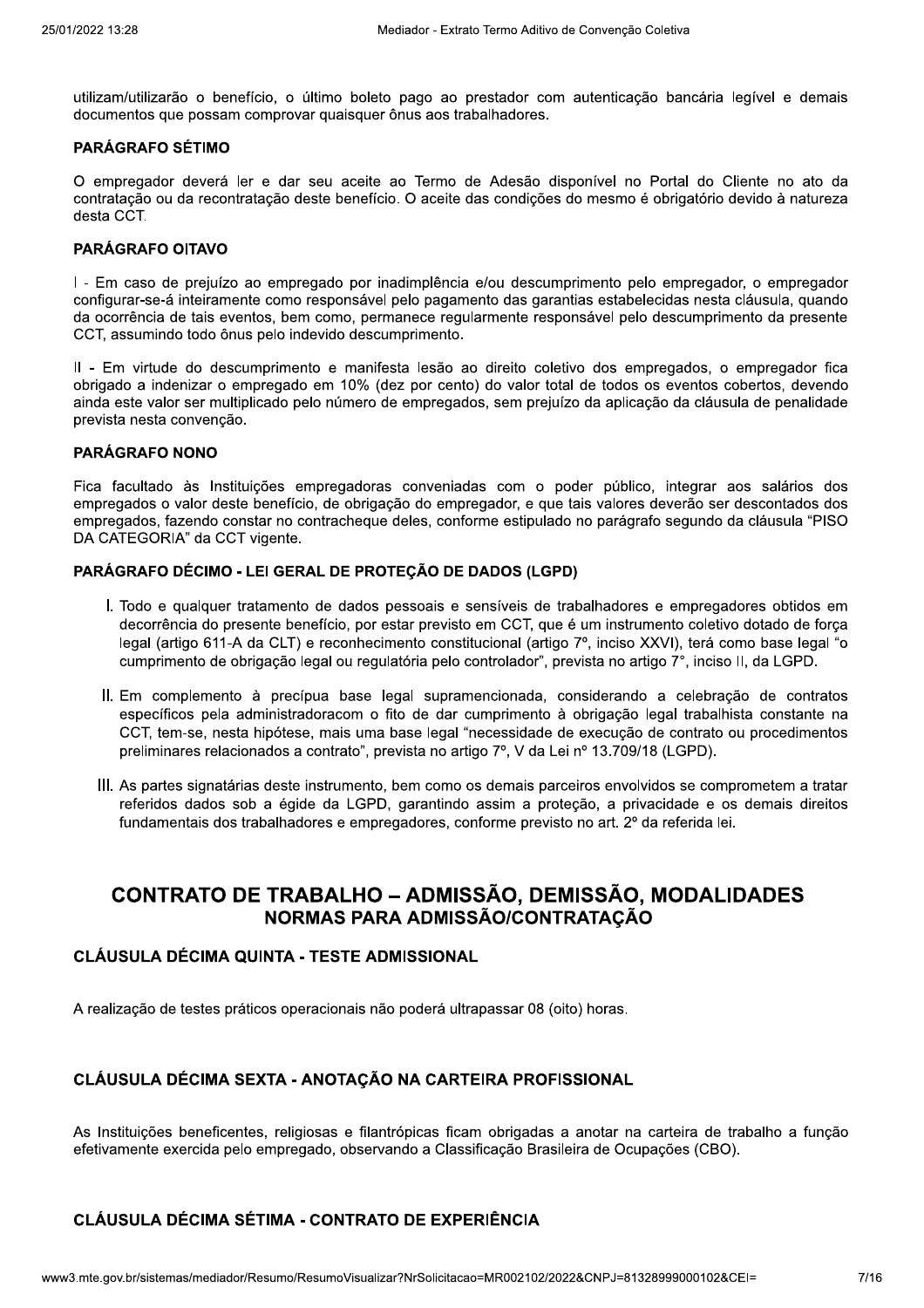utilizam/utilizarão o benefício, o último boleto pago ao prestador com autenticação bancária legível e demais documentos que possam comprovar quaisquer ônus aos trabalhadores.

**PARÁGRAFO SÉTIMO**

O empregador deverá ler e dar seu aceite ao Termo de Adesão disponível no Portal do Cliente no ato da contratação ou da recontratação deste benefício. O aceite das condições do mesmo é obrigatório devido à natureza desta CCT.

**PARÁGRAFO OITAVO**

I - Em caso de prejuízo ao empregado por inadimplência e/ou descumprimento pelo empregador, o empregador configurar-se-á inteiramente como responsável pelo pagamento das garantias estabelecidas nesta cláusula, quando da ocorrência de tais eventos, bem como, permanece regularmente responsável pelo descumprimento da presente CCT, assumindo todo ônus pelo indevido descumprimento.

II - Em virtude do descumprimento e manifesta lesão ao direito coletivo dos empregados, o empregador fica obrigado a indenizar o empregado em 10% (dez por cento) do valor total de todos os eventos cobertos, devendo ainda este valor ser multiplicado pelo número de empregados, sem prejuízo da aplicação da cláusula de penalidade prevista nesta convenção.

**PARÁGRAFO NONO**

Fica facultado às Instituições empregadoras conveniadas com o poder público, integrar aos salários dos empregados o valor deste benefício, de obrigação do empregador, e que tais valores deverão ser descontados dos empregados, fazendo constar no contracheque deles, conforme estipulado no parágrafo segundo da cláusula "PISO DA CATEGORIA" da CCT vigente.

**PARÁGRAFO DÉCIMO - LEI GERAL DE PROTEÇÃO DE DADOS (LGPD)**

I. Todo e qualquer tratamento de dados pessoais e sensíveis de trabalhadores e empregadores obtidos em decorrência do presente benefício, por estar previsto em CCT, que é um instrumento coletivo dotado de força legal (artigo 611-A da CLT) e reconhecimento constitucional (artigo 7º, inciso XXVI), terá como base legal "o cumprimento de obrigação legal ou regulatória pelo controlador", prevista no artigo 7°, inciso II, da LGPD.

II. Em complemento à precípua base legal supramencionada, considerando a celebração de contratos específicos pela administradoracom o fito de dar cumprimento à obrigação legal trabalhista constante na CCT, tem-se, nesta hipótese, mais uma base legal "necessidade de execução de contrato ou procedimentos preliminares relacionados a contrato", prevista no artigo 7º, V da Lei nº 13.709/18 (LGPD).

III. As partes signatárias deste instrumento, bem como os demais parceiros envolvidos se comprometem a tratar referidos dados sob a égide da LGPD, garantindo assim a proteção, a privacidade e os demais direitos fundamentais dos trabalhadores e empregadores, conforme previsto no art. 2º da referida lei.

## CONTRATO DE TRABALHO – ADMISSÃO, DEMISSÃO, MODALIDADES

### NORMAS PARA ADMISSÃO/CONTRATAÇÃO

#### CLÁUSULA DÉCIMA QUINTA - TESTE ADMISSIONAL

A realização de testes práticos operacionais não poderá ultrapassar 08 (oito) horas.

#### CLÁUSULA DÉCIMA SEXTA - ANOTAÇÃO NA CARTEIRA PROFISSIONAL

As Instituições beneficentes, religiosas e filantrópicas ficam obrigadas a anotar na carteira de trabalho a função efetivamente exercida pelo empregado, observando a Classificação Brasileira de Ocupações (CBO).

#### CLÁUSULA DÉCIMA SÉTIMA - CONTRATO DE EXPERIÊNCIA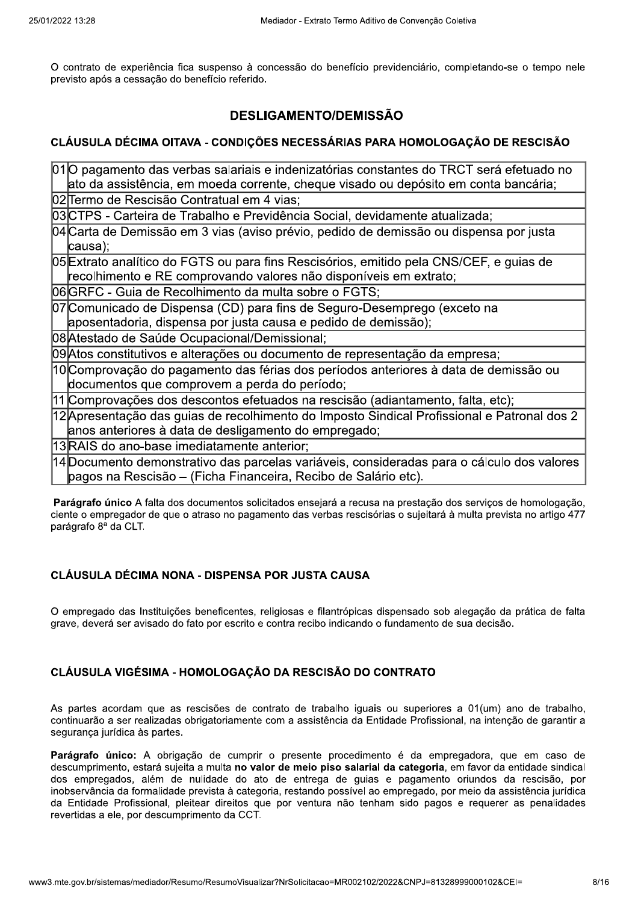O contrato de experiência fica suspenso à concessão do benefício previdenciário, completando-se o tempo nele previsto após a cessação do benefício referido.

## DESLIGAMENTO/DEMISSÃO

### CLÁUSULA DÉCIMA OITAVA - CONDIÇÕES NECESSÁRIAS PARA HOMOLOGAÇÃO DE RESCISÃO

| | |
|---|---|
| 01 | O pagamento das verbas salariais e indenizatórias constantes do TRCT será efetuado no ato da assistência, em moeda corrente, cheque visado ou depósito em conta bancária; |
| 02 | Termo de Rescisão Contratual em 4 vias; |
| 03 | CTPS - Carteira de Trabalho e Previdência Social, devidamente atualizada; |
| 04 | Carta de Demissão em 3 vias (aviso prévio, pedido de demissão ou dispensa por justa causa); |
| 05 | Extrato analítico do FGTS ou para fins Rescisórios, emitido pela CNS/CEF, e guias de recolhimento e RE comprovando valores não disponíveis em extrato; |
| 06 | GRFC - Guia de Recolhimento da multa sobre o FGTS; |
| 07 | Comunicado de Dispensa (CD) para fins de Seguro-Desemprego (exceto na aposentadoria, dispensa por justa causa e pedido de demissão); |
| 08 | Atestado de Saúde Ocupacional/Demissional; |
| 09 | Atos constitutivos e alterações ou documento de representação da empresa; |
| 10 | Comprovação do pagamento das férias dos períodos anteriores à data de demissão ou documentos que comprovem a perda do período; |
| 11 | Comprovações dos descontos efetuados na rescisão (adiantamento, falta, etc); |
| 12 | Apresentação das guias de recolhimento do Imposto Sindical Profissional e Patronal dos 2 anos anteriores à data de desligamento do empregado; |
| 13 | RAIS do ano-base imediatamente anterior; |
| 14 | Documento demonstrativo das parcelas variáveis, consideradas para o cálculo dos valores pagos na Rescisão – (Ficha Financeira, Recibo de Salário etc). |

**Parágrafo único** A falta dos documentos solicitados ensejará a recusa na prestação dos serviços de homologação, ciente o empregador de que o atraso no pagamento das verbas rescisórias o sujeitará à multa prevista no artigo 477 parágrafo 8ª da CLT.

### CLÁUSULA DÉCIMA NONA - DISPENSA POR JUSTA CAUSA

O empregado das Instituições beneficentes, religiosas e filantrópicas dispensado sob alegação da prática de falta grave, deverá ser avisado do fato por escrito e contra recibo indicando o fundamento de sua decisão.

### CLÁUSULA VIGÉSIMA - HOMOLOGAÇÃO DA RESCISÃO DO CONTRATO

As partes acordam que as rescisões de contrato de trabalho iguais ou superiores a 01(um) ano de trabalho, continuarão a ser realizadas obrigatoriamente com a assistência da Entidade Profissional, na intenção de garantir a segurança jurídica às partes.

**Parágrafo único:** A obrigação de cumprir o presente procedimento é da empregadora, que em caso de descumprimento, estará sujeita a multa **no valor de meio piso salarial da categoria**, em favor da entidade sindical dos empregados, além de nulidade do ato de entrega de guias e pagamento oriundos da rescisão, por inobservância da formalidade prevista à categoria, restando possível ao empregado, por meio da assistência jurídica da Entidade Profissional, pleitear direitos que por ventura não tenham sido pagos e requerer as penalidades revertidas a ele, por descumprimento da CCT.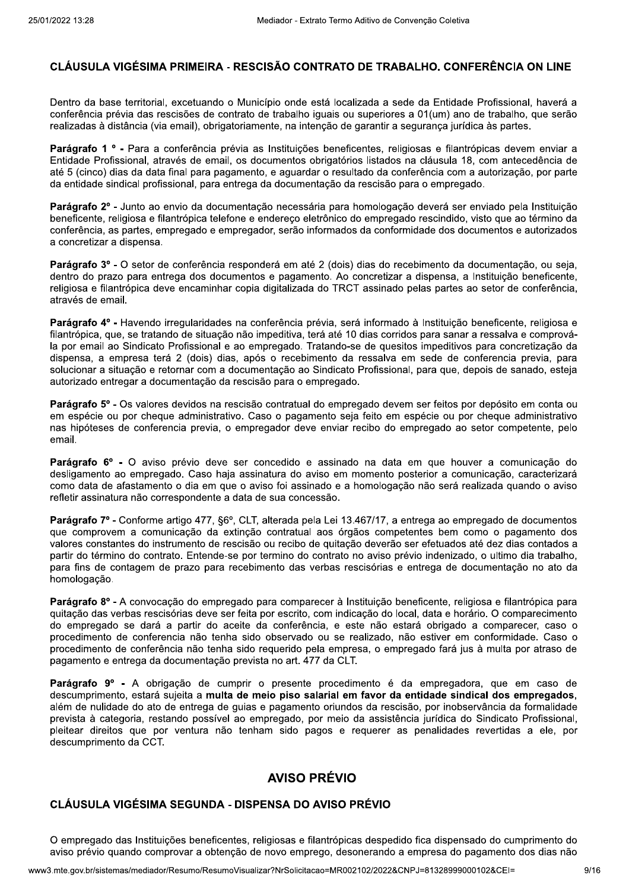## CLÁUSULA VIGÉSIMA PRIMEIRA - RESCISÃO CONTRATO DE TRABALHO. CONFERÊNCIA ON LINE

Dentro da base territorial, excetuando o Município onde está localizada a sede da Entidade Profissional, haverá a conferência prévia das rescisões de contrato de trabalho iguais ou superiores a 01(um) ano de trabalho, que serão realizadas à distância (via email), obrigatoriamente, na intenção de garantir a segurança jurídica às partes.

**Parágrafo 1 º -** Para a conferência prévia as Instituições beneficentes, religiosas e filantrópicas devem enviar a Entidade Profissional, através de email, os documentos obrigatórios listados na cláusula 18, com antecedência de até 5 (cinco) dias da data final para pagamento, e aguardar o resultado da conferência com a autorização, por parte da entidade sindical profissional, para entrega da documentação da rescisão para o empregado.

**Parágrafo 2º -** Junto ao envio da documentação necessária para homologação deverá ser enviado pela Instituição beneficente, religiosa e filantrópica telefone e endereço eletrônico do empregado rescindido, visto que ao término da conferência, as partes, empregado e empregador, serão informados da conformidade dos documentos e autorizados a concretizar a dispensa.

**Parágrafo 3º -** O setor de conferência responderá em até 2 (dois) dias do recebimento da documentação, ou seja, dentro do prazo para entrega dos documentos e pagamento. Ao concretizar a dispensa, a Instituição beneficente, religiosa e filantrópica deve encaminhar copia digitalizada do TRCT assinado pelas partes ao setor de conferência, através de email.

**Parágrafo 4º -** Havendo irregularidades na conferência prévia, será informado à Instituição beneficente, religiosa e filantrópica, que, se tratando de situação não impeditiva, terá até 10 dias corridos para sanar a ressalva e comprová-la por email ao Sindicato Profissional e ao empregado. Tratando-se de quesitos impeditivos para concretização da dispensa, a empresa terá 2 (dois) dias, após o recebimento da ressalva em sede de conferencia previa, para solucionar a situação e retornar com a documentação ao Sindicato Profissional, para que, depois de sanado, esteja autorizado entregar a documentação da rescisão para o empregado.

**Parágrafo 5º -** Os valores devidos na rescisão contratual do empregado devem ser feitos por depósito em conta ou em espécie ou por cheque administrativo. Caso o pagamento seja feito em espécie ou por cheque administrativo nas hipóteses de conferencia previa, o empregador deve enviar recibo do empregado ao setor competente, pelo email.

**Parágrafo 6º -** O aviso prévio deve ser concedido e assinado na data em que houver a comunicação do desligamento ao empregado. Caso haja assinatura do aviso em momento posterior a comunicação, caracterizará como data de afastamento o dia em que o aviso foi assinado e a homologação não será realizada quando o aviso refletir assinatura não correspondente a data de sua concessão.

**Parágrafo 7º -** Conforme artigo 477, §6º, CLT, alterada pela Lei 13.467/17, a entrega ao empregado de documentos que comprovem a comunicação da extinção contratual aos órgãos competentes bem como o pagamento dos valores constantes do instrumento de rescisão ou recibo de quitação deverão ser efetuados até dez dias contados a partir do término do contrato. Entende-se por termino do contrato no aviso prévio indenizado, o ultimo dia trabalho, para fins de contagem de prazo para recebimento das verbas rescisórias e entrega de documentação no ato da homologação.

**Parágrafo 8º -** A convocação do empregado para comparecer à Instituição beneficente, religiosa e filantrópica para quitação das verbas rescisórias deve ser feita por escrito, com indicação do local, data e horário. O comparecimento do empregado se dará a partir do aceite da conferência, e este não estará obrigado a comparecer, caso o procedimento de conferencia não tenha sido observado ou se realizado, não estiver em conformidade. Caso o procedimento de conferência não tenha sido requerido pela empresa, o empregado fará jus à multa por atraso de pagamento e entrega da documentação prevista no art. 477 da CLT.

**Parágrafo 9º -** A obrigação de cumprir o presente procedimento é da empregadora, que em caso de descumprimento, estará sujeita a **multa de meio piso salarial em favor da entidade sindical dos empregados**, além de nulidade do ato de entrega de guias e pagamento oriundos da rescisão, por inobservância da formalidade prevista à categoria, restando possível ao empregado, por meio da assistência jurídica do Sindicato Profissional, pleitear direitos que por ventura não tenham sido pagos e requerer as penalidades revertidas a ele, por descumprimento da CCT.

# AVISO PRÉVIO

## CLÁUSULA VIGÉSIMA SEGUNDA - DISPENSA DO AVISO PRÉVIO

O empregado das Instituições beneficentes, religiosas e filantrópicas despedido fica dispensado do cumprimento do aviso prévio quando comprovar a obtenção de novo emprego, desonerando a empresa do pagamento dos dias não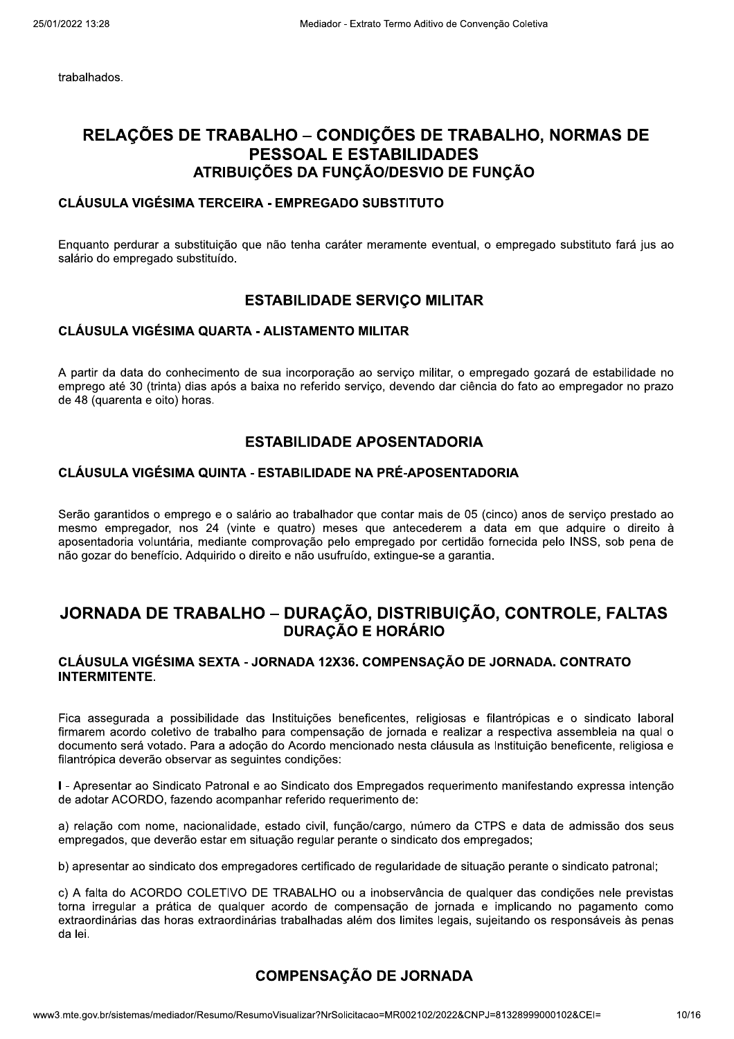trabalhados.

## RELAÇÕES DE TRABALHO – CONDIÇÕES DE TRABALHO, NORMAS DE PESSOAL E ESTABILIDADES

### ATRIBUIÇÕES DA FUNÇÃO/DESVIO DE FUNÇÃO

#### CLÁUSULA VIGÉSIMA TERCEIRA - EMPREGADO SUBSTITUTO

Enquanto perdurar a substituição que não tenha caráter meramente eventual, o empregado substituto fará jus ao salário do empregado substituído.

### ESTABILIDADE SERVIÇO MILITAR

#### CLÁUSULA VIGÉSIMA QUARTA - ALISTAMENTO MILITAR

A partir da data do conhecimento de sua incorporação ao serviço militar, o empregado gozará de estabilidade no emprego até 30 (trinta) dias após a baixa no referido serviço, devendo dar ciência do fato ao empregador no prazo de 48 (quarenta e oito) horas.

### ESTABILIDADE APOSENTADORIA

#### CLÁUSULA VIGÉSIMA QUINTA - ESTABILIDADE NA PRÉ-APOSENTADORIA

Serão garantidos o emprego e o salário ao trabalhador que contar mais de 05 (cinco) anos de serviço prestado ao mesmo empregador, nos 24 (vinte e quatro) meses que antecederem a data em que adquire o direito à aposentadoria voluntária, mediante comprovação pelo empregado por certidão fornecida pelo INSS, sob pena de não gozar do benefício. Adquirido o direito e não usufruído, extingue-se a garantia.

## JORNADA DE TRABALHO – DURAÇÃO, DISTRIBUIÇÃO, CONTROLE, FALTAS

### DURAÇÃO E HORÁRIO

#### CLÁUSULA VIGÉSIMA SEXTA - JORNADA 12X36. COMPENSAÇÃO DE JORNADA. CONTRATO INTERMITENTE.

Fica assegurada a possibilidade das Instituições beneficentes, religiosas e filantrópicas e o sindicato laboral firmarem acordo coletivo de trabalho para compensação de jornada e realizar a respectiva assembleia na qual o documento será votado. Para a adoção do Acordo mencionado nesta cláusula as Instituição beneficente, religiosa e filantrópica deverão observar as seguintes condições:

**I** - Apresentar ao Sindicato Patronal e ao Sindicato dos Empregados requerimento manifestando expressa intenção de adotar ACORDO, fazendo acompanhar referido requerimento de:

a) relação com nome, nacionalidade, estado civil, função/cargo, número da CTPS e data de admissão dos seus empregados, que deverão estar em situação regular perante o sindicato dos empregados;

b) apresentar ao sindicato dos empregadores certificado de regularidade de situação perante o sindicato patronal;

c) A falta do ACORDO COLETIVO DE TRABALHO ou a inobservância de qualquer das condições nele previstas torna irregular a prática de qualquer acordo de compensação de jornada e implicando no pagamento como extraordinárias das horas extraordinárias trabalhadas além dos limites legais, sujeitando os responsáveis às penas da lei.

### COMPENSAÇÃO DE JORNADA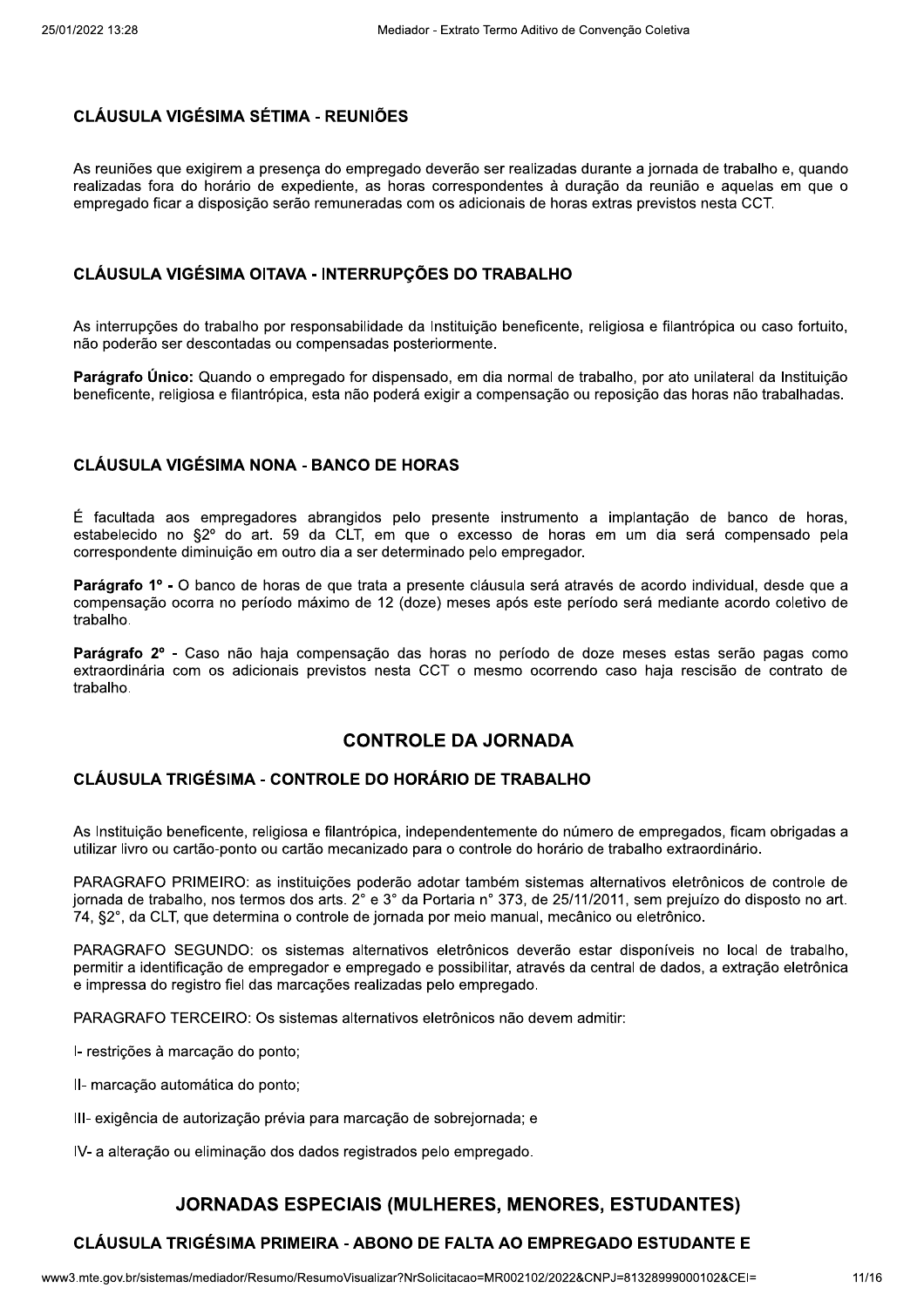### CLÁUSULA VIGÉSIMA SÉTIMA - REUNIÕES

As reuniões que exigirem a presença do empregado deverão ser realizadas durante a jornada de trabalho e, quando realizadas fora do horário de expediente, as horas correspondentes à duração da reunião e aquelas em que o empregado ficar a disposição serão remuneradas com os adicionais de horas extras previstos nesta CCT.

### CLÁUSULA VIGÉSIMA OITAVA - INTERRUPÇÕES DO TRABALHO

As interrupções do trabalho por responsabilidade da Instituição beneficente, religiosa e filantrópica ou caso fortuito, não poderão ser descontadas ou compensadas posteriormente.

**Parágrafo Único:** Quando o empregado for dispensado, em dia normal de trabalho, por ato unilateral da Instituição beneficente, religiosa e filantrópica, esta não poderá exigir a compensação ou reposição das horas não trabalhadas.

### CLÁUSULA VIGÉSIMA NONA - BANCO DE HORAS

É facultada aos empregadores abrangidos pelo presente instrumento a implantação de banco de horas, estabelecido no §2º do art. 59 da CLT, em que o excesso de horas em um dia será compensado pela correspondente diminuição em outro dia a ser determinado pelo empregador.

**Parágrafo 1º -** O banco de horas de que trata a presente cláusula será através de acordo individual, desde que a compensação ocorra no período máximo de 12 (doze) meses após este período será mediante acordo coletivo de trabalho.

**Parágrafo 2º -** Caso não haja compensação das horas no período de doze meses estas serão pagas como extraordinária com os adicionais previstos nesta CCT o mesmo ocorrendo caso haja rescisão de contrato de trabalho.

## CONTROLE DA JORNADA

### CLÁUSULA TRIGÉSIMA - CONTROLE DO HORÁRIO DE TRABALHO

As Instituição beneficente, religiosa e filantrópica, independentemente do número de empregados, ficam obrigadas a utilizar livro ou cartão-ponto ou cartão mecanizado para o controle do horário de trabalho extraordinário.

PARAGRAFO PRIMEIRO: as instituições poderão adotar também sistemas alternativos eletrônicos de controle de jornada de trabalho, nos termos dos arts. 2° e 3° da Portaria n° 373, de 25/11/2011, sem prejuízo do disposto no art. 74, §2°, da CLT, que determina o controle de jornada por meio manual, mecânico ou eletrônico.

PARAGRAFO SEGUNDO: os sistemas alternativos eletrônicos deverão estar disponíveis no local de trabalho, permitir a identificação de empregador e empregado e possibilitar, através da central de dados, a extração eletrônica e impressa do registro fiel das marcações realizadas pelo empregado.

PARAGRAFO TERCEIRO: Os sistemas alternativos eletrônicos não devem admitir:

I- restrições à marcação do ponto;

II- marcação automática do ponto;

III- exigência de autorização prévia para marcação de sobrejornada; e

IV- a alteração ou eliminação dos dados registrados pelo empregado.

## JORNADAS ESPECIAIS (MULHERES, MENORES, ESTUDANTES)

### CLÁUSULA TRIGÉSIMA PRIMEIRA - ABONO DE FALTA AO EMPREGADO ESTUDANTE E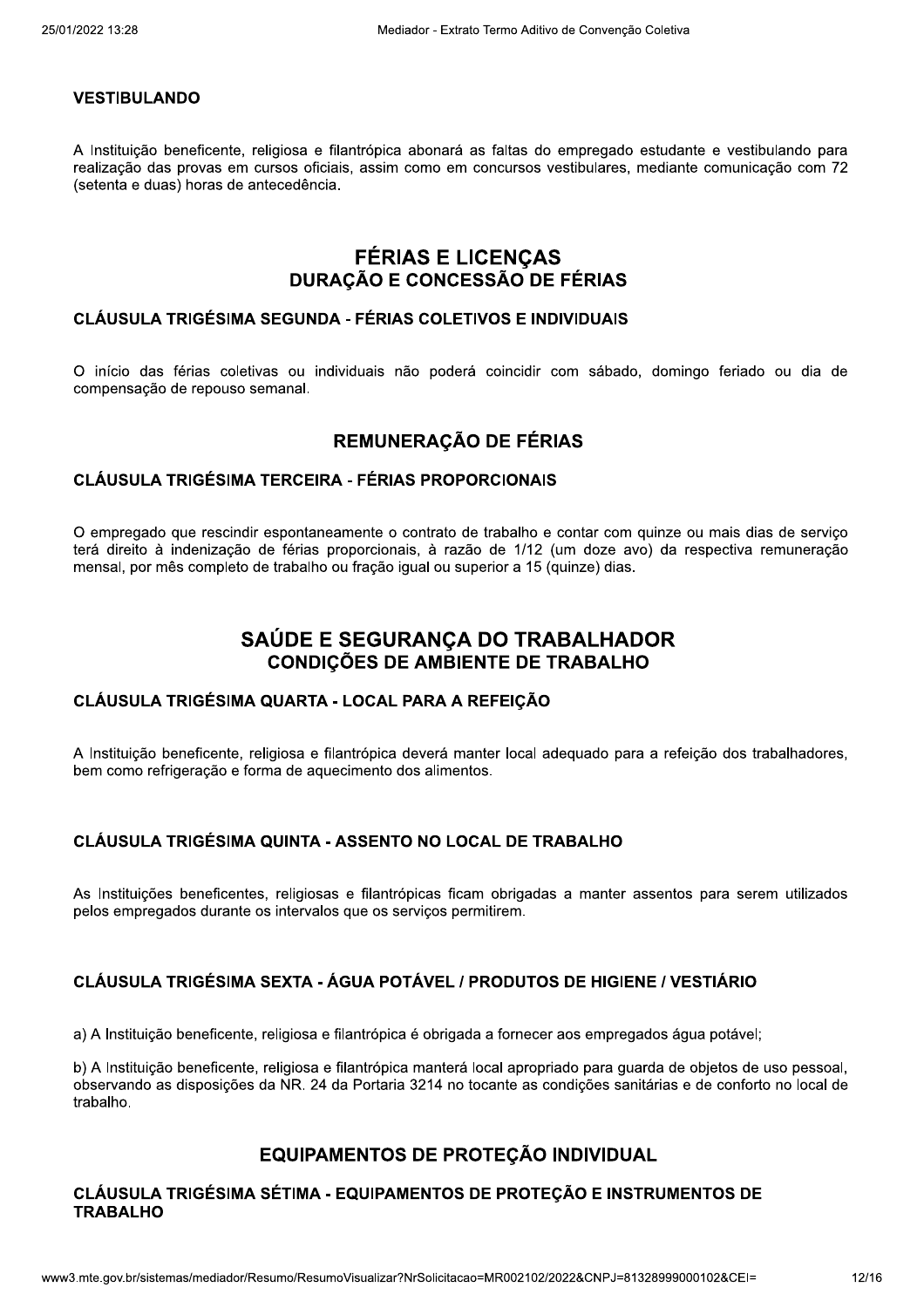### VESTIBULANDO

A Instituição beneficente, religiosa e filantrópica abonará as faltas do empregado estudante e vestibulando para realização das provas em cursos oficiais, assim como em concursos vestibulares, mediante comunicação com 72 (setenta e duas) horas de antecedência.

## FÉRIAS E LICENÇAS
## DURAÇÃO E CONCESSÃO DE FÉRIAS

### CLÁUSULA TRIGÉSIMA SEGUNDA - FÉRIAS COLETIVOS E INDIVIDUAIS

O início das férias coletivas ou individuais não poderá coincidir com sábado, domingo feriado ou dia de compensação de repouso semanal.

## REMUNERAÇÃO DE FÉRIAS

### CLÁUSULA TRIGÉSIMA TERCEIRA - FÉRIAS PROPORCIONAIS

O empregado que rescindir espontaneamente o contrato de trabalho e contar com quinze ou mais dias de serviço terá direito à indenização de férias proporcionais, à razão de 1/12 (um doze avo) da respectiva remuneração mensal, por mês completo de trabalho ou fração igual ou superior a 15 (quinze) dias.

## SAÚDE E SEGURANÇA DO TRABALHADOR
## CONDIÇÕES DE AMBIENTE DE TRABALHO

### CLÁUSULA TRIGÉSIMA QUARTA - LOCAL PARA A REFEIÇÃO

A Instituição beneficente, religiosa e filantrópica deverá manter local adequado para a refeição dos trabalhadores, bem como refrigeração e forma de aquecimento dos alimentos.

### CLÁUSULA TRIGÉSIMA QUINTA - ASSENTO NO LOCAL DE TRABALHO

As Instituições beneficentes, religiosas e filantrópicas ficam obrigadas a manter assentos para serem utilizados pelos empregados durante os intervalos que os serviços permitirem.

### CLÁUSULA TRIGÉSIMA SEXTA - ÁGUA POTÁVEL / PRODUTOS DE HIGIENE / VESTIÁRIO

a) A Instituição beneficente, religiosa e filantrópica é obrigada a fornecer aos empregados água potável;

b) A Instituição beneficente, religiosa e filantrópica manterá local apropriado para guarda de objetos de uso pessoal, observando as disposições da NR. 24 da Portaria 3214 no tocante as condições sanitárias e de conforto no local de trabalho.

## EQUIPAMENTOS DE PROTEÇÃO INDIVIDUAL

### CLÁUSULA TRIGÉSIMA SÉTIMA - EQUIPAMENTOS DE PROTEÇÃO E INSTRUMENTOS DE TRABALHO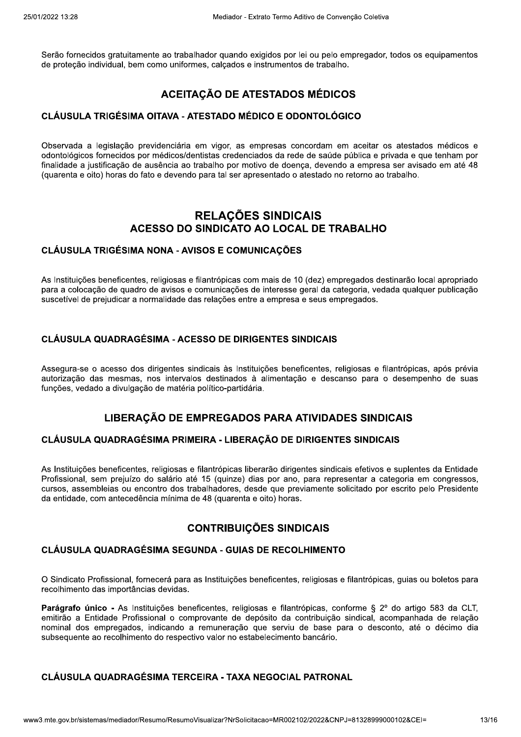Serão fornecidos gratuitamente ao trabalhador quando exigidos por lei ou pelo empregador, todos os equipamentos de proteção individual, bem como uniformes, calçados e instrumentos de trabalho.

## ACEITAÇÃO DE ATESTADOS MÉDICOS

### CLÁUSULA TRIGÉSIMA OITAVA - ATESTADO MÉDICO E ODONTOLÓGICO

Observada a legislação previdenciária em vigor, as empresas concordam em aceitar os atestados médicos e odontológicos fornecidos por médicos/dentistas credenciados da rede de saúde pública e privada e que tenham por finalidade a justificação de ausência ao trabalho por motivo de doença, devendo a empresa ser avisado em até 48 (quarenta e oito) horas do fato e devendo para tal ser apresentado o atestado no retorno ao trabalho.

# RELAÇÕES SINDICAIS

## ACESSO DO SINDICATO AO LOCAL DE TRABALHO

### CLÁUSULA TRIGÉSIMA NONA - AVISOS E COMUNICAÇÕES

As Instituições beneficentes, religiosas e filantrópicas com mais de 10 (dez) empregados destinarão local apropriado para a colocação de quadro de avisos e comunicações de interesse geral da categoria, vedada qualquer publicação suscetível de prejudicar a normalidade das relações entre a empresa e seus empregados.

### CLÁUSULA QUADRAGÉSIMA - ACESSO DE DIRIGENTES SINDICAIS

Assegura-se o acesso dos dirigentes sindicais às Instituições beneficentes, religiosas e filantrópicas, após prévia autorização das mesmas, nos intervalos destinados à alimentação e descanso para o desempenho de suas funções, vedado a divulgação de matéria político-partidária.

## LIBERAÇÃO DE EMPREGADOS PARA ATIVIDADES SINDICAIS

### CLÁUSULA QUADRAGÉSIMA PRIMEIRA - LIBERAÇÃO DE DIRIGENTES SINDICAIS

As Instituições beneficentes, religiosas e filantrópicas liberarão dirigentes sindicais efetivos e suplentes da Entidade Profissional, sem prejuízo do salário até 15 (quinze) dias por ano, para representar a categoria em congressos, cursos, assembleias ou encontro dos trabalhadores, desde que previamente solicitado por escrito pelo Presidente da entidade, com antecedência mínima de 48 (quarenta e oito) horas.

## CONTRIBUIÇÕES SINDICAIS

### CLÁUSULA QUADRAGÉSIMA SEGUNDA - GUIAS DE RECOLHIMENTO

O Sindicato Profissional, fornecerá para as Instituições beneficentes, religiosas e filantrópicas, guias ou boletos para recolhimento das importâncias devidas.

**Parágrafo único -** As Instituições beneficentes, religiosas e filantrópicas, conforme § 2º do artigo 583 da CLT, emitirão a Entidade Profissional o comprovante de depósito da contribuição sindical, acompanhada de relação nominal dos empregados, indicando a remuneração que serviu de base para o desconto, até o décimo dia subsequente ao recolhimento do respectivo valor no estabelecimento bancário.

### CLÁUSULA QUADRAGÉSIMA TERCEIRA - TAXA NEGOCIAL PATRONAL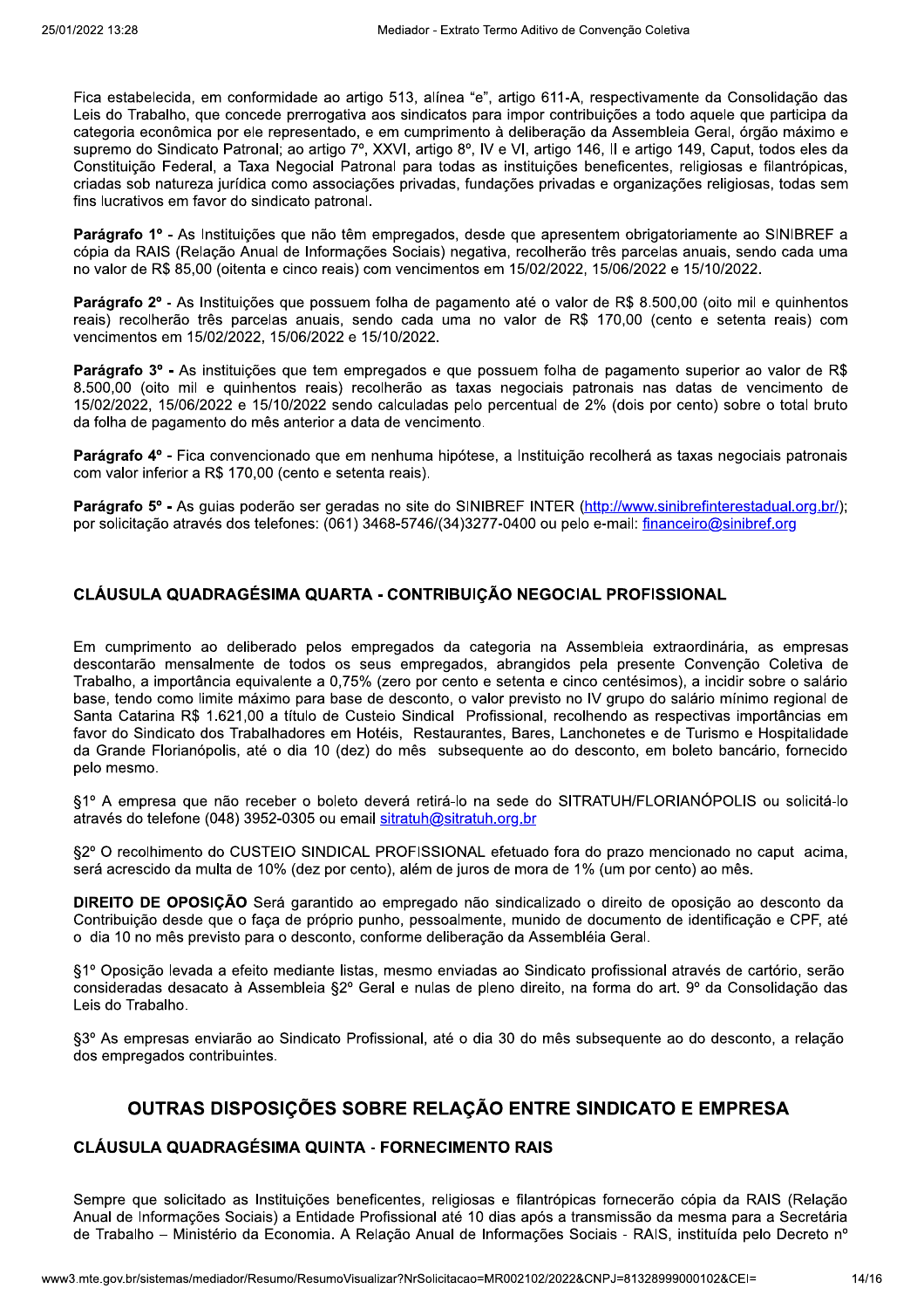Fica estabelecida, em conformidade ao artigo 513, alínea "e", artigo 611-A, respectivamente da Consolidação das Leis do Trabalho, que concede prerrogativa aos sindicatos para impor contribuições a todo aquele que participa da categoria econômica por ele representado, e em cumprimento à deliberação da Assembleia Geral, órgão máximo e supremo do Sindicato Patronal; ao artigo 7º, XXVI, artigo 8º, IV e VI, artigo 146, II e artigo 149, Caput, todos eles da Constituição Federal, a Taxa Negocial Patronal para todas as instituições beneficentes, religiosas e filantrópicas, criadas sob natureza jurídica como associações privadas, fundações privadas e organizações religiosas, todas sem fins lucrativos em favor do sindicato patronal.

**Parágrafo 1º** - As Instituições que não têm empregados, desde que apresentem obrigatoriamente ao SINIBREF a cópia da RAIS (Relação Anual de Informações Sociais) negativa, recolherão três parcelas anuais, sendo cada uma no valor de R$ 85,00 (oitenta e cinco reais) com vencimentos em 15/02/2022, 15/06/2022 e 15/10/2022.

**Parágrafo 2º** - As Instituições que possuem folha de pagamento até o valor de R$ 8.500,00 (oito mil e quinhentos reais) recolherão três parcelas anuais, sendo cada uma no valor de R$ 170,00 (cento e setenta reais) com vencimentos em 15/02/2022, 15/06/2022 e 15/10/2022.

**Parágrafo 3º -** As instituições que tem empregados e que possuem folha de pagamento superior ao valor de R$ 8.500,00 (oito mil e quinhentos reais) recolherão as taxas negociais patronais nas datas de vencimento de 15/02/2022, 15/06/2022 e 15/10/2022 sendo calculadas pelo percentual de 2% (dois por cento) sobre o total bruto da folha de pagamento do mês anterior a data de vencimento.

**Parágrafo 4º** - Fica convencionado que em nenhuma hipótese, a Instituição recolherá as taxas negociais patronais com valor inferior a R$ 170,00 (cento e setenta reais).

**Parágrafo 5º -** As guias poderão ser geradas no site do SINIBREF INTER (http://www.sinibrefinterestadual.org.br/); por solicitação através dos telefones: (061) 3468-5746/(34)3277-0400 ou pelo e-mail: financeiro@sinibref.org

### CLÁUSULA QUADRAGÉSIMA QUARTA - CONTRIBUIÇÃO NEGOCIAL PROFISSIONAL

Em cumprimento ao deliberado pelos empregados da categoria na Assembleia extraordinária, as empresas descontarão mensalmente de todos os seus empregados, abrangidos pela presente Convenção Coletiva de Trabalho, a importância equivalente a 0,75% (zero por cento e setenta e cinco centésimos), a incidir sobre o salário base, tendo como limite máximo para base de desconto, o valor previsto no IV grupo do salário mínimo regional de Santa Catarina R$ 1.621,00 a título de Custeio Sindical Profissional, recolhendo as respectivas importâncias em favor do Sindicato dos Trabalhadores em Hotéis, Restaurantes, Bares, Lanchonetes e de Turismo e Hospitalidade da Grande Florianópolis, até o dia 10 (dez) do mês subsequente ao do desconto, em boleto bancário, fornecido pelo mesmo.

§1º A empresa que não receber o boleto deverá retirá-lo na sede do SITRATUH/FLORIANÓPOLIS ou solicitá-lo através do telefone (048) 3952-0305 ou email sitratuh@sitratuh.org.br

§2º O recolhimento do CUSTEIO SINDICAL PROFISSIONAL efetuado fora do prazo mencionado no caput acima, será acrescido da multa de 10% (dez por cento), além de juros de mora de 1% (um por cento) ao mês.

**DIREITO DE OPOSIÇÃO** Será garantido ao empregado não sindicalizado o direito de oposição ao desconto da Contribuição desde que o faça de próprio punho, pessoalmente, munido de documento de identificação e CPF, até o dia 10 no mês previsto para o desconto, conforme deliberação da Assembléia Geral.

§1º Oposição levada a efeito mediante listas, mesmo enviadas ao Sindicato profissional através de cartório, serão consideradas desacato à Assembleia §2º Geral e nulas de pleno direito, na forma do art. 9º da Consolidação das Leis do Trabalho.

§3º As empresas enviarão ao Sindicato Profissional, até o dia 30 do mês subsequente ao do desconto, a relação dos empregados contribuintes.

## OUTRAS DISPOSIÇÕES SOBRE RELAÇÃO ENTRE SINDICATO E EMPRESA

### CLÁUSULA QUADRAGÉSIMA QUINTA - FORNECIMENTO RAIS

Sempre que solicitado as Instituições beneficentes, religiosas e filantrópicas fornecerão cópia da RAIS (Relação Anual de Informações Sociais) a Entidade Profissional até 10 dias após a transmissão da mesma para a Secretária de Trabalho – Ministério da Economia. A Relação Anual de Informações Sociais - RAIS, instituída pelo Decreto nº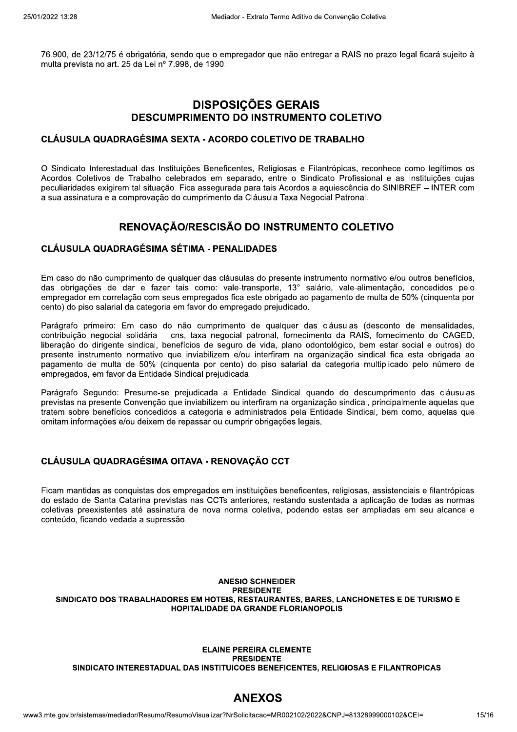76.900, de 23/12/75 é obrigatória, sendo que o empregador que não entregar a RAIS no prazo legal ficará sujeito à multa prevista no art. 25 da Lei nº 7.998, de 1990.

# DISPOSIÇÕES GERAIS

## DESCUMPRIMENTO DO INSTRUMENTO COLETIVO

### CLÁUSULA QUADRAGÉSIMA SEXTA - ACORDO COLETIVO DE TRABALHO

O Sindicato Interestadual das Instituições Beneficentes, Religiosas e Filantrópicas, reconhece como legítimos os Acordos Coletivos de Trabalho celebrados em separado, entre o Sindicato Profissional e as Instituições cujas peculiaridades exigirem tal situação. Fica assegurada para tais Acordos a aquiescência do SINIBREF – INTER com a sua assinatura e a comprovação do cumprimento da Cláusula Taxa Negocial Patronal.

## RENOVAÇÃO/RESCISÃO DO INSTRUMENTO COLETIVO

### CLÁUSULA QUADRAGÉSIMA SÉTIMA - PENALIDADES

Em caso do não cumprimento de qualquer das cláusulas do presente instrumento normativo e/ou outros benefícios, das obrigações de dar e fazer tais como: vale-transporte, 13° salário, vale-alimentação, concedidos pelo empregador em correlação com seus empregados fica este obrigado ao pagamento de multa de 50% (cinquenta por cento) do piso salarial da categoria em favor do empregado prejudicado.

Parágrafo primeiro: Em caso do não cumprimento de qualquer das cláusulas (desconto de mensalidades, contribuição negocial solidária – cns, taxa negocial patronal, fornecimento da RAIS, fornecimento do CAGED, liberação do dirigente sindical, benefícios de seguro de vida, plano odontológico, bem estar social e outros) do presente instrumento normativo que inviabilizem e/ou interfiram na organização sindical fica esta obrigada ao pagamento de multa de 50% (cinquenta por cento) do piso salarial da categoria multiplicado pelo número de empregados, em favor da Entidade Sindical prejudicada.

Parágrafo Segundo: Presume-se prejudicada a Entidade Sindical quando do descumprimento das cláusulas previstas na presente Convenção que inviabilizem ou interfiram na organização sindical, principalmente aquelas que tratem sobre benefícios concedidos a categoria e administrados pela Entidade Sindical, bem como, aquelas que omitam informações e/ou deixem de repassar ou cumprir obrigações legais.

### CLÁUSULA QUADRAGÉSIMA OITAVA - RENOVAÇÃO CCT

Ficam mantidas as conquistas dos empregados em instituições beneficentes, religiosas, assistenciais e filantrópicas do estado de Santa Catarina previstas nas CCTs anteriores, restando sustentada a aplicação de todas as normas coletivas preexistentes até assinatura de nova norma coletiva, podendo estas ser ampliadas em seu alcance e conteúdo, ficando vedada a supressão.

**ANESIO SCHNEIDER**
**PRESIDENTE**
**SINDICATO DOS TRABALHADORES EM HOTEIS, RESTAURANTES, BARES, LANCHONETES E DE TURISMO E HOPITALIDADE DA GRANDE FLORIANOPOLIS**

**ELAINE PEREIRA CLEMENTE**
**PRESIDENTE**
**SINDICATO INTERESTADUAL DAS INSTITUICOES BENEFICENTES, RELIGIOSAS E FILANTROPICAS**

# ANEXOS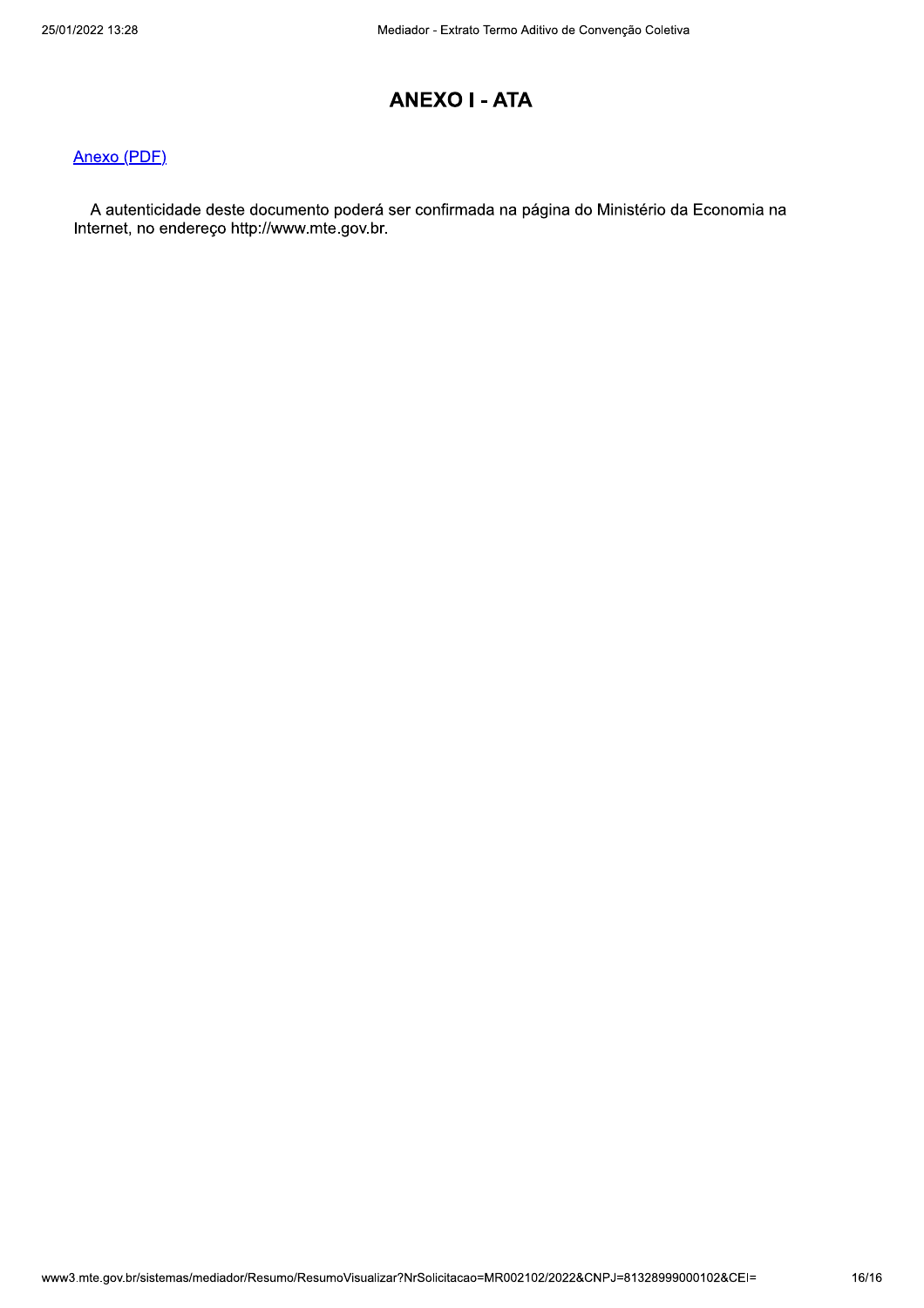## ANEXO I - ATA

Anexo (PDF)

A autenticidade deste documento poderá ser confirmada na página do Ministério da Economia na Internet, no endereço http://www.mte.gov.br.